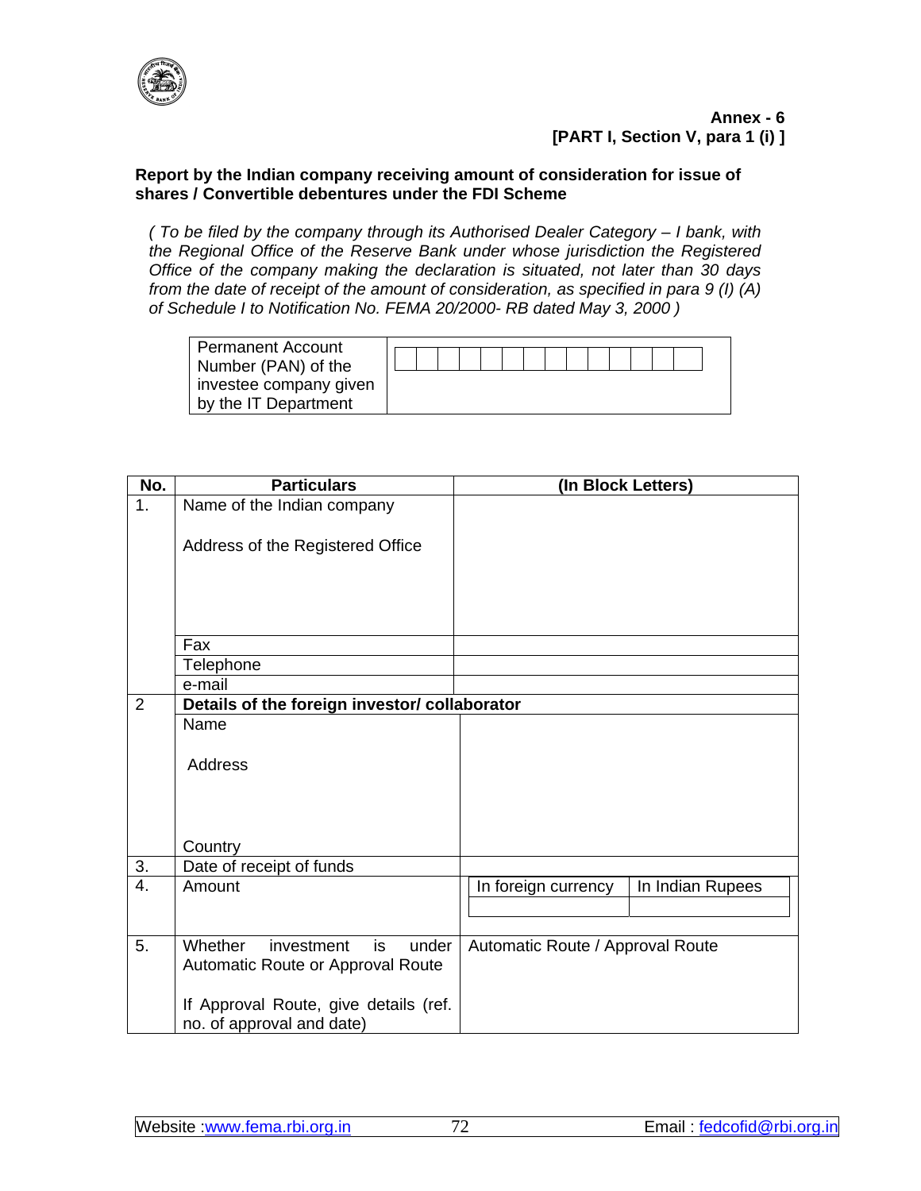**Annex - 6**
**[PART I, Section V, para 1 (i) ]**

**Report by the Indian company receiving amount of consideration for issue of shares / Convertible debentures under the FDI Scheme**

*( To be filed by the company through its Authorised Dealer Category – I bank, with the Regional Office of the Reserve Bank under whose jurisdiction the Registered Office of the company making the declaration is situated, not later than 30 days from the date of receipt of the amount of consideration, as specified in para 9 (I) (A) of Schedule I to Notification No. FEMA 20/2000- RB dated May 3, 2000 )*

| Permanent Account Number (PAN) of the investee company given by the IT Department | |
|---|---|

| No. | Particulars | (In Block Letters) |
|---|---|---|
| 1. | Name of the Indian company<br><br>Address of the Registered Office | |
| | Fax | |
| | Telephone | |
| | e-mail | |
| 2 | **Details of the foreign investor/ collaborator** | |
| | Name<br><br>Address<br><br>Country | |
| 3. | Date of receipt of funds | |
| 4. | Amount | In foreign currency / In Indian Rupees |
| 5. | Whether investment is under Automatic Route or Approval Route<br><br>If Approval Route, give details (ref. no. of approval and date) | Automatic Route / Approval Route |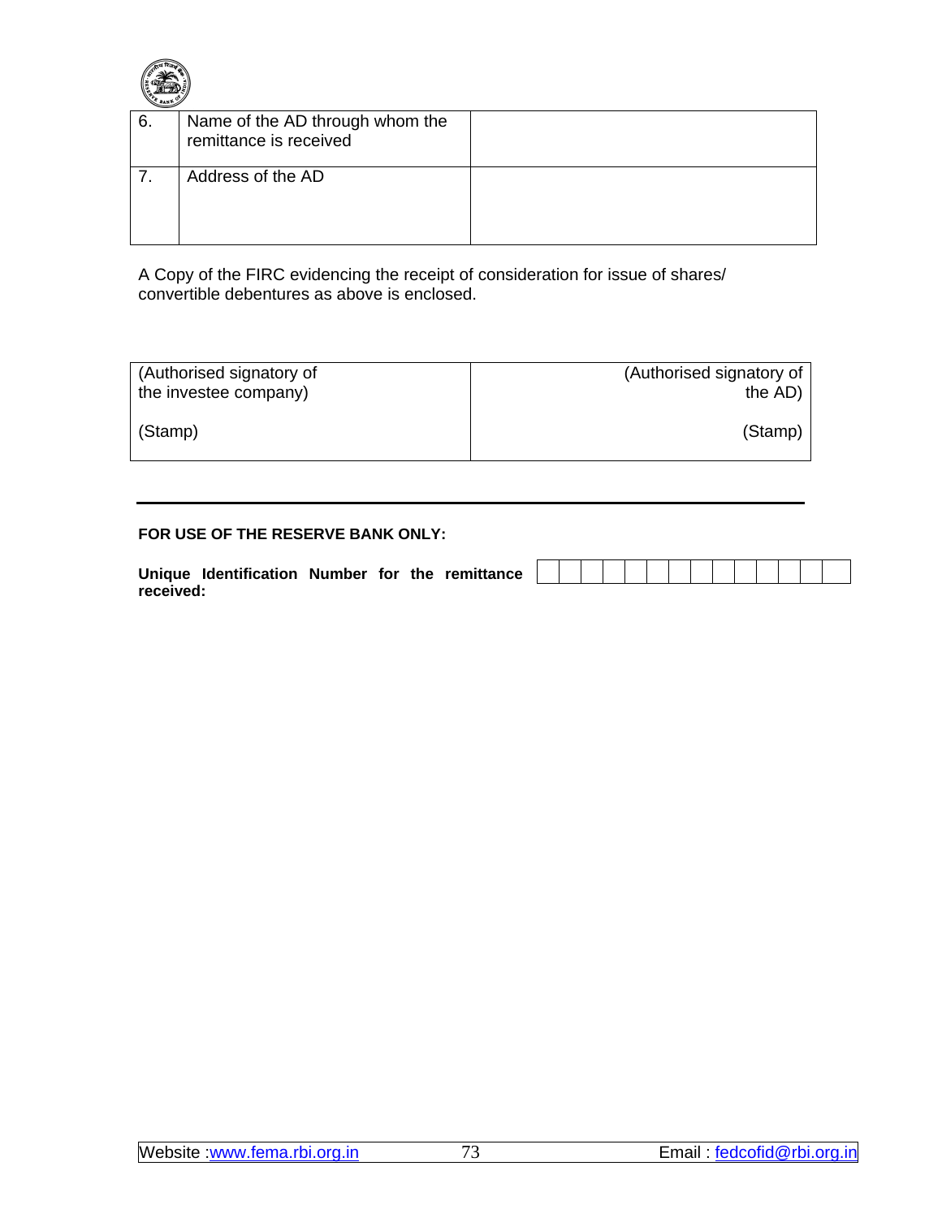| | | |
|---|---|---|
| 6. | Name of the AD through whom the remittance is received | |
| 7. | Address of the AD | |

A Copy of the FIRC evidencing the receipt of consideration for issue of shares/ convertible debentures as above is enclosed.

| | |
|---|---|
| (Authorised signatory of the investee company)<br><br>(Stamp) | (Authorised signatory of the AD)<br><br>(Stamp) |

---

**FOR USE OF THE RESERVE BANK ONLY:**

**Unique Identification Number for the remittance received:**

| | | | | | | | | | | | | | |
|---|---|---|---|---|---|---|---|---|---|---|---|---|---|
| | | | | | | | | | | | | | |